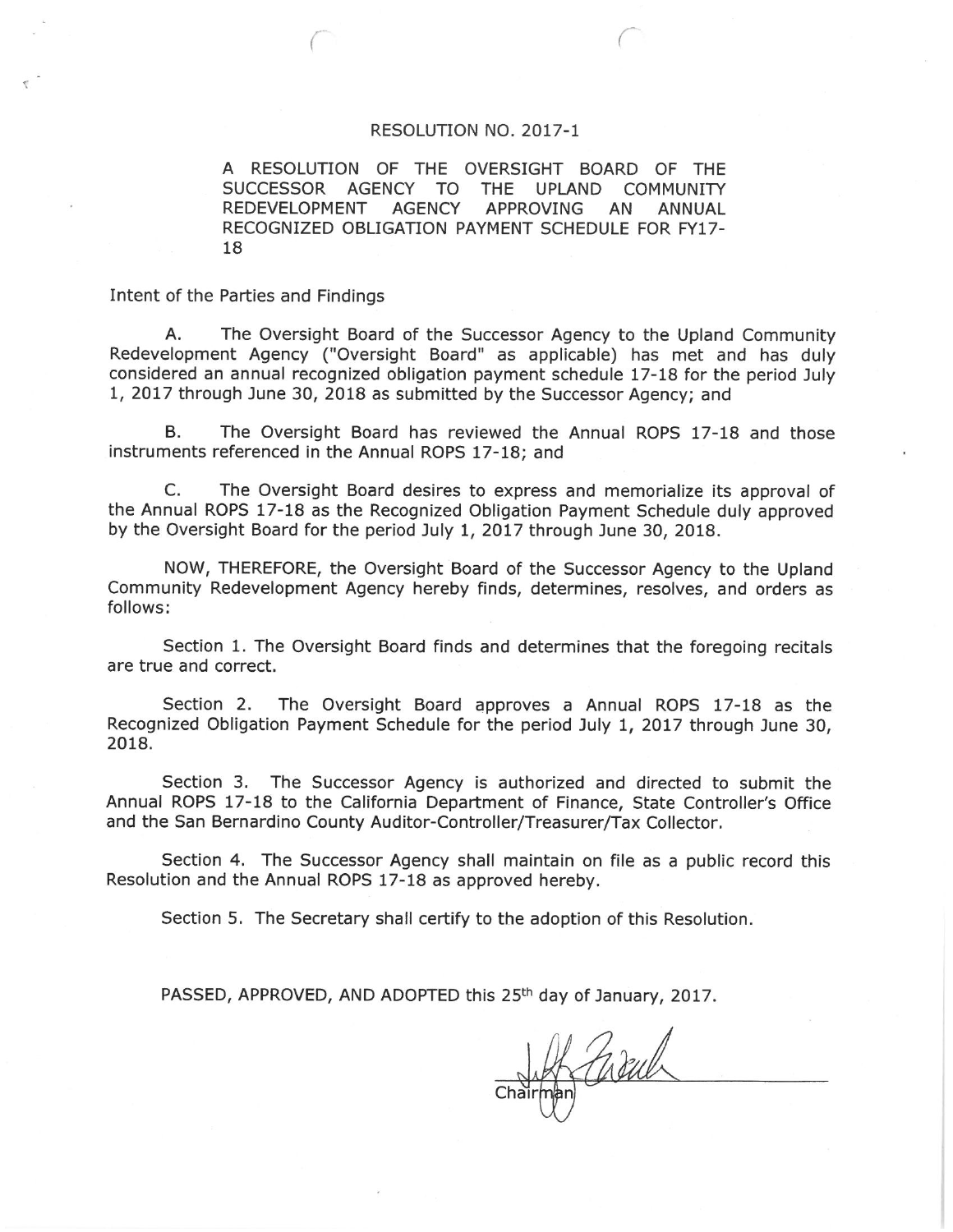# RESOLUTION NO. 2017-1

A RESOLUTION OF THE OVERSIGHT BOARD OF THE SUCCESSOR AGENCY TO THE UPLAND COMMUNITY REDEVELOPMENT AGENCY APPROVING AN ANNUAL RECOGNIZED OBLIGATION PAYMENT SCHEDULE FOR FY17-18

Intent of the Parties and Findings

A. The Oversight Board of the Successor Agency to the Upland Community Redevelopment Agency ("Oversight Board" as applicable) has met and has duly considered an annual recognized obligation payment schedule 17-18 for the period July 1, 2017 through June 30, 2018 as submitted by the Successor Agency; and

B. The Oversight Board has reviewed the Annual ROPS 17-18 and those instruments referenced in the Annual ROPS 17-18; and

C. The Oversight Board desires to express and memorialize its approval of the Annual ROPS 17-18 as the Recognized Obligation Payment Schedule duly approved by the Oversight Board for the period July 1, 2017 through June 30, 2018.

NOW, THEREFORE, the Oversight Board of the Successor Agency to the Upland Community Redevelopment Agency hereby finds, determines, resolves, and orders as follows:

Section 1. The Oversight Board finds and determines that the foregoing recitals are true and correct.

Section 2. The Oversight Board approves a Annual ROPS 17-18 as the Recognized Obligation Payment Schedule for the period July 1, 2017 through June 30, 2018.

Section 3. The Successor Agency is authorized and directed to submit the Annual ROPS 17-18 to the California Department of Finance, State Controller's Office and the San Bernardino County Auditor-Controller/Treasurer/Tax Collector.

Section 4. The Successor Agency shall maintain on file as a public record this Resolution and the Annual ROPS 17-18 as approved hereby.

Section 5. The Secretary shall certify to the adoption of this Resolution.

PASSED, APPROVED, AND ADOPTED this 25th day of January, 2017.

Chairman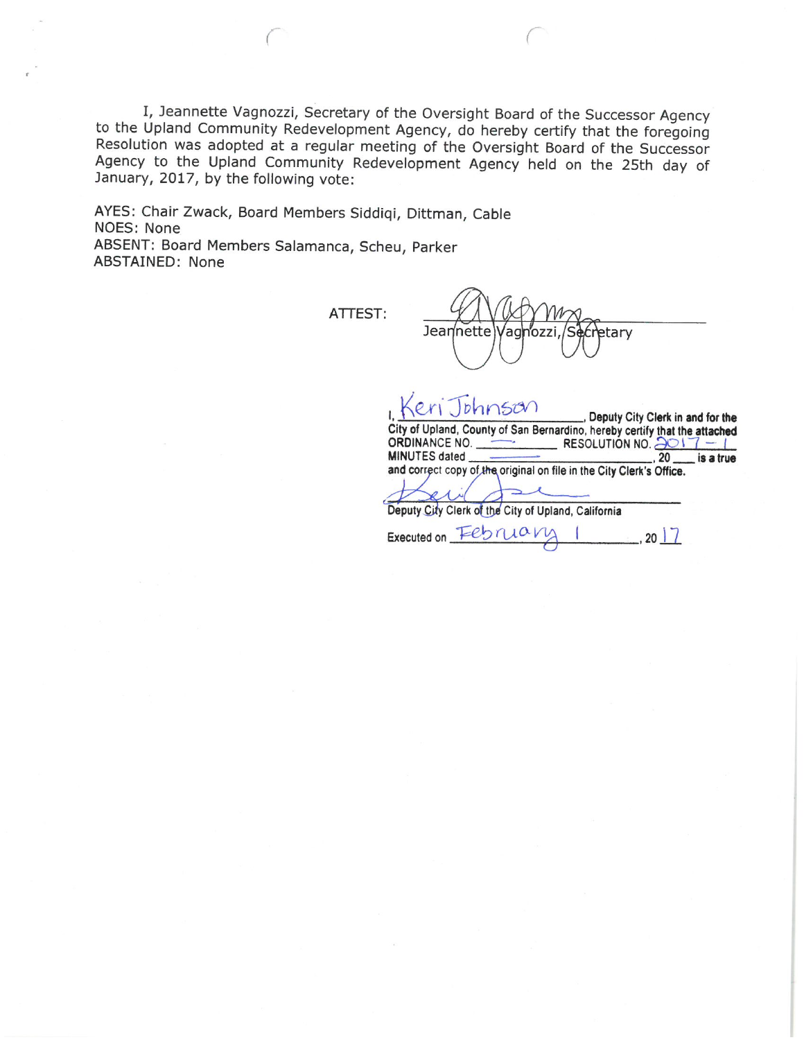I, Jeannette Vagnozzi, Secretary of the Oversight Board of the Successor Agency to the Upland Community Redevelopment Agency, do hereby certify that the foregoing Resolution was adopted at a regular meeting of the Oversight Board of the Successor Agency to the Upland Community Redevelopment Agency held on the 25th day of January, 2017, by the following vote:

AYES: Chair Zwack, Board Members Siddiqi, Dittman, Cable
NOES: None
ABSENT: Board Members Salamanca, Scheu, Parker
ABSTAINED: None

ATTEST: ______________________
Jeannette Vagnozzi, Secretary

I, Keri Johnson, Deputy City Clerk in and for the City of Upland, County of San Bernardino, hereby certify that the attached ORDINANCE NO. —— RESOLUTION NO. 2017-1 MINUTES dated ——, 20 \_\_\_ is a true and correct copy of the original on file in the City Clerk's Office.

______________________
Deputy City Clerk of the City of Upland, California

Executed on February 1, 2017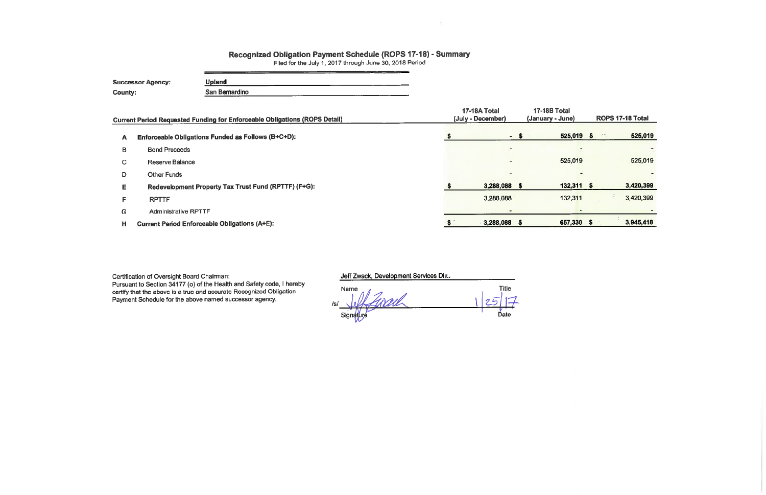# Recognized Obligation Payment Schedule (ROPS 17-18) - Summary

Filed for the July 1, 2017 through June 30, 2018 Period

**Successor Agency:** Upland

**County:** San Bernardino

| | Current Period Requested Funding for Enforceable Obligations (ROPS Detail) | 17-18A Total (July - December) | 17-18B Total (January - June) | ROPS 17-18 Total |
|---|---|---|---|---|
| A | **Enforceable Obligations Funded as Follows (B+C+D):** | $ - | $ 525,019 | $ 525,019 |
| B | Bond Proceeds | - | - | - |
| C | Reserve Balance | - | 525,019 | 525,019 |
| D | Other Funds | - | - | - |
| E | **Redevelopment Property Tax Trust Fund (RPTTF) (F+G):** | $ 3,288,088 | $ 132,311 | $ 3,420,399 |
| F | RPTTF | 3,288,088 | 132,311 | 3,420,399 |
| G | Administrative RPTTF | - | - | - |
| H | **Current Period Enforceable Obligations (A+E):** | $ 3,288,088 | $ 657,330 | $ 3,945,418 |

Certification of Oversight Board Chairman:
Pursuant to Section 34177 (o) of the Health and Safety code, I hereby certify that the above is a true and accurate Recognized Obligation Payment Schedule for the above named successor agency.

Jeff Zwack, Development Services Dir.

Name | Title

/s/ [Signature]

Signature | Date: 1/25/17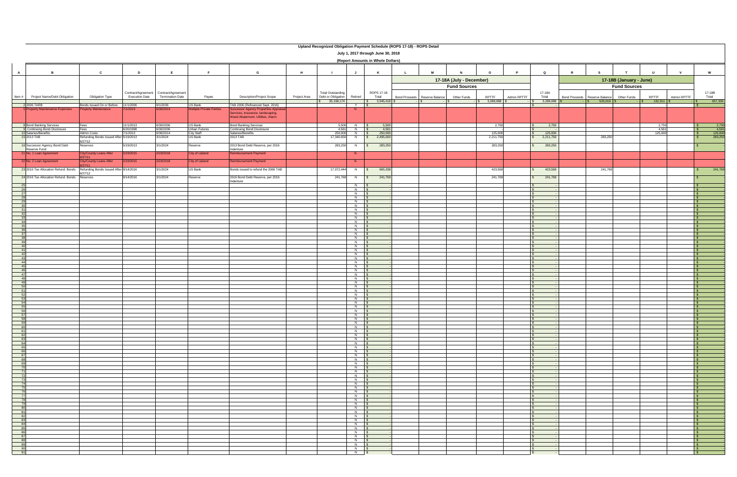# Upland Recognized Obligation Payment Schedule (ROPS 17-18) - ROPS Detail

## July 1, 2017 through June 30, 2018

### (Report Amounts in Whole Dollars)

| A | B | C | D | E | F | G | H | I | J | K | L | M | N | O | P | Q | R | S | T | U | V | W |
|---|---|---|---|---|---|---|---|---|---|---|---|---|---|---|---|---|---|---|---|---|---|---|
| | | | | | | | | | | | 17-18A (July - December) | | | | | | 17-18B (January - June) | | | | | |
| | | | | | | | | | | | Fund Sources | | | | | | Fund Sources | | | | | |
| Item # | Project Name/Debt Obligation | Obligation Type | Contract/Agreement Execution Date | Contract/Agreement Termination Date | Payee | Description/Project Scope | Project Area | Total Outstanding Debt or Obligation | Retired | ROPS 17-18 Total | Bond Proceeds | Reserve Balance | Other Funds | RPTTF | Admin RPTTF | 17-18A Total | Bond Proceeds | Reserve Balance | Other Funds | RPTTF | Admin RPTTF | 17-18B Total |
| | | | | | | | | $ 35,198,174 | | $ 3,945,418 | $ - | $ - | $ - | $ 3,288,088 | $ - | $ 3,288,088 | $ - | $ 525,019 | $ - | $ 132,311 | $ - | $ 657,330 |
| 2 | 2006 TARB | Bonds Issued On or Before 12/31/10 | 11/1/2006 | 9/1/2036 | US Bank | TAB 2006 (Refinanced Sept. 2016) | | | Y | $ - | | | | | | $ - | | | | | | $ - |
| 5 | Property Maintenance Expenses | Property Maintenance | 7/1/2013 | 6/30/2014 | Multiple Private Parties | Successor Agency Properties Appraisal Services, Insurance, landscaping, Weed Abatement, Utilities, Alarm. | | | N | | | | | | | | | | | | | |
| 8 | Bond Banking Services | Fees | 11/1/2013 | 6/30/2036 | US Bank | Bond Banking Services | | 5,500 | N | $ 5,500 | | | | 2,750 | | $ 2,750 | | | | 2,750 | | $ 2,750 |
| 9 | Continuing Bond Disclosure | Fees | 6/20/1998 | 6/30/2036 | Urban Futures | Continuing Bond Disclosure | | 4,561 | N | $ 4,561 | | | | | | $ - | | | | 4,561 | | $ 4,561 |
| 10 | Salaries/Benefits | Admin Costs | 7/1/2013 | 6/30/2014 | City Staff | Salaries/Benefits | | 250,000 | N | $ 250,000 | | | | 125,000 | | $ 125,000 | | | | 125,000 | | $ 125,000 |
| 15 | 2013 TAB | Refunding Bonds Issued After 6/27/12 | 5/19/2013 | 3/1/2024 | US Bank | 2013 TAB | | 17,340,650 | N | $ 2,495,000 | | | | 2,211,750 | | $ 2,211,750 | | 283,250 | | | | $ 283,250 |
| 16 | Successor Agency Bond Debt Reserve Fund | Reserves | 5/19/2013 | 3/1/2024 | Reserve | 2013 Bond Debt Reserve, per 2016 Indenture | | 283,250 | N | $ 283,250 | | | | 283,250 | | $ 283,250 | | | | | | $ - |
| 21 | No. 1 Loan Agreement | City/County Loans After 6/27/11 | 2/23/2015 | 2/23/2018 | City of Upland | Reimbursement Payment | | | N | | | | | | | | | | | | | |
| 22 | No. 2 Loan Agreement | City/County Loans After 6/27/11 | 2/23/2015 | 2/23/2018 | City of Upland | Reimbursement Payment | | | N | | | | | | | | | | | | | |
| 23 | 2016 Tax Allocation Refund. Bonds | Refunding Bonds Issued After 6/27/12 | 9/14/2016 | 3/1/2024 | US Bank | Bonds issued to refund the 2006 TAB | | 17,072,444 | N | $ 665,338 | | | | 423,569 | | $ 423,569 | | 241,769 | | | | $ 241,769 |
| 24 | 2016 Tax Allocation Refund. Bonds | Reserves | 9/14/2016 | 3/1/2024 | Reserve | 2016 Bond Debt Reserve, per 2016 Indenture | | 241,769 | N | $ 241,769 | | | | 241,769 | | $ 241,769 | | | | | | $ - |
| 25 | | | | | | | | | N | $ - | | | | | | $ - | | | | | | $ - |
| 26 | | | | | | | | | N | $ - | | | | | | $ - | | | | | | $ - |
| 27 | | | | | | | | | N | $ - | | | | | | $ - | | | | | | $ - |
| 28 | | | | | | | | | N | $ - | | | | | | $ - | | | | | | $ - |
| 29 | | | | | | | | | N | $ - | | | | | | $ - | | | | | | $ - |
| 30 | | | | | | | | | N | $ - | | | | | | $ - | | | | | | $ - |
| 31 | | | | | | | | | N | $ - | | | | | | $ - | | | | | | $ - |
| 32 | | | | | | | | | N | $ - | | | | | | $ - | | | | | | $ - |
| 33 | | | | | | | | | N | $ - | | | | | | $ - | | | | | | $ - |
| 34 | | | | | | | | | N | $ - | | | | | | $ - | | | | | | $ - |
| 35 | | | | | | | | | N | $ - | | | | | | $ - | | | | | | $ - |
| 36 | | | | | | | | | N | $ - | | | | | | $ - | | | | | | $ - |
| 37 | | | | | | | | | N | $ - | | | | | | $ - | | | | | | $ - |
| 38 | | | | | | | | | N | $ - | | | | | | $ - | | | | | | $ - |
| 39 | | | | | | | | | N | $ - | | | | | | $ - | | | | | | $ - |
| 40 | | | | | | | | | N | $ - | | | | | | $ - | | | | | | $ - |
| 41 | | | | | | | | | N | $ - | | | | | | $ - | | | | | | $ - |
| 42 | | | | | | | | | N | $ - | | | | | | $ - | | | | | | $ - |
| 43 | | | | | | | | | N | $ - | | | | | | $ - | | | | | | $ - |
| 44 | | | | | | | | | N | $ - | | | | | | $ - | | | | | | $ - |
| 45 | | | | | | | | | N | $ - | | | | | | $ - | | | | | | $ - |
| 46 | | | | | | | | | N | $ - | | | | | | $ - | | | | | | $ - |
| 47 | | | | | | | | | N | $ - | | | | | | $ - | | | | | | $ - |
| 48 | | | | | | | | | N | $ - | | | | | | $ - | | | | | | $ - |
| 49 | | | | | | | | | N | $ - | | | | | | $ - | | | | | | $ - |
| 50 | | | | | | | | | N | $ - | | | | | | $ - | | | | | | $ - |
| 51 | | | | | | | | | N | $ - | | | | | | $ - | | | | | | $ - |
| 52 | | | | | | | | | N | $ - | | | | | | $ - | | | | | | $ - |
| 53 | | | | | | | | | N | $ - | | | | | | $ - | | | | | | $ - |
| 54 | | | | | | | | | N | $ - | | | | | | $ - | | | | | | $ - |
| 55 | | | | | | | | | N | $ - | | | | | | $ - | | | | | | $ - |
| 56 | | | | | | | | | N | $ - | | | | | | $ - | | | | | | $ - |
| 57 | | | | | | | | | N | $ - | | | | | | $ - | | | | | | $ - |
| 58 | | | | | | | | | N | $ - | | | | | | $ - | | | | | | $ - |
| 59 | | | | | | | | | N | $ - | | | | | | $ - | | | | | | $ - |
| 60 | | | | | | | | | N | $ - | | | | | | $ - | | | | | | $ - |
| 61 | | | | | | | | | N | $ - | | | | | | $ - | | | | | | $ - |
| 62 | | | | | | | | | N | $ - | | | | | | $ - | | | | | | $ - |
| 63 | | | | | | | | | N | $ - | | | | | | $ - | | | | | | $ - |
| 64 | | | | | | | | | N | $ - | | | | | | $ - | | | | | | $ - |
| 65 | | | | | | | | | N | $ - | | | | | | $ - | | | | | | $ - |
| 66 | | | | | | | | | N | $ - | | | | | | $ - | | | | | | $ - |
| 67 | | | | | | | | | N | $ - | | | | | | $ - | | | | | | $ - |
| 68 | | | | | | | | | N | $ - | | | | | | $ - | | | | | | $ - |
| 69 | | | | | | | | | N | $ - | | | | | | $ - | | | | | | $ - |
| 70 | | | | | | | | | N | $ - | | | | | | $ - | | | | | | $ - |
| 71 | | | | | | | | | N | $ - | | | | | | $ - | | | | | | $ - |
| 72 | | | | | | | | | N | $ - | | | | | | $ - | | | | | | $ - |
| 73 | | | | | | | | | N | $ - | | | | | | $ - | | | | | | $ - |
| 74 | | | | | | | | | N | $ - | | | | | | $ - | | | | | | $ - |
| 75 | | | | | | | | | N | $ - | | | | | | $ - | | | | | | $ - |
| 76 | | | | | | | | | N | $ - | | | | | | $ - | | | | | | $ - |
| 77 | | | | | | | | | N | $ - | | | | | | $ - | | | | | | $ - |
| 78 | | | | | | | | | N | $ - | | | | | | $ - | | | | | | $ - |
| 79 | | | | | | | | | N | $ - | | | | | | $ - | | | | | | $ - |
| 80 | | | | | | | | | N | $ - | | | | | | $ - | | | | | | $ - |
| 81 | | | | | | | | | N | $ - | | | | | | $ - | | | | | | $ - |
| 82 | | | | | | | | | N | $ - | | | | | | $ - | | | | | | $ - |
| 83 | | | | | | | | | N | $ - | | | | | | $ - | | | | | | $ - |
| 84 | | | | | | | | | N | $ - | | | | | | $ - | | | | | | $ - |
| 85 | | | | | | | | | N | $ - | | | | | | $ - | | | | | | $ - |
| 86 | | | | | | | | | N | $ - | | | | | | $ - | | | | | | $ - |
| 87 | | | | | | | | | N | $ - | | | | | | $ - | | | | | | $ - |
| 88 | | | | | | | | | N | $ - | | | | | | $ - | | | | | | $ - |
| 89 | | | | | | | | | N | $ - | | | | | | $ - | | | | | | $ - |
| 90 | | | | | | | | | N | $ - | | | | | | $ - | | | | | | $ - |
| 91 | | | | | | | | | N | $ - | | | | | | $ - | | | | | | $ - |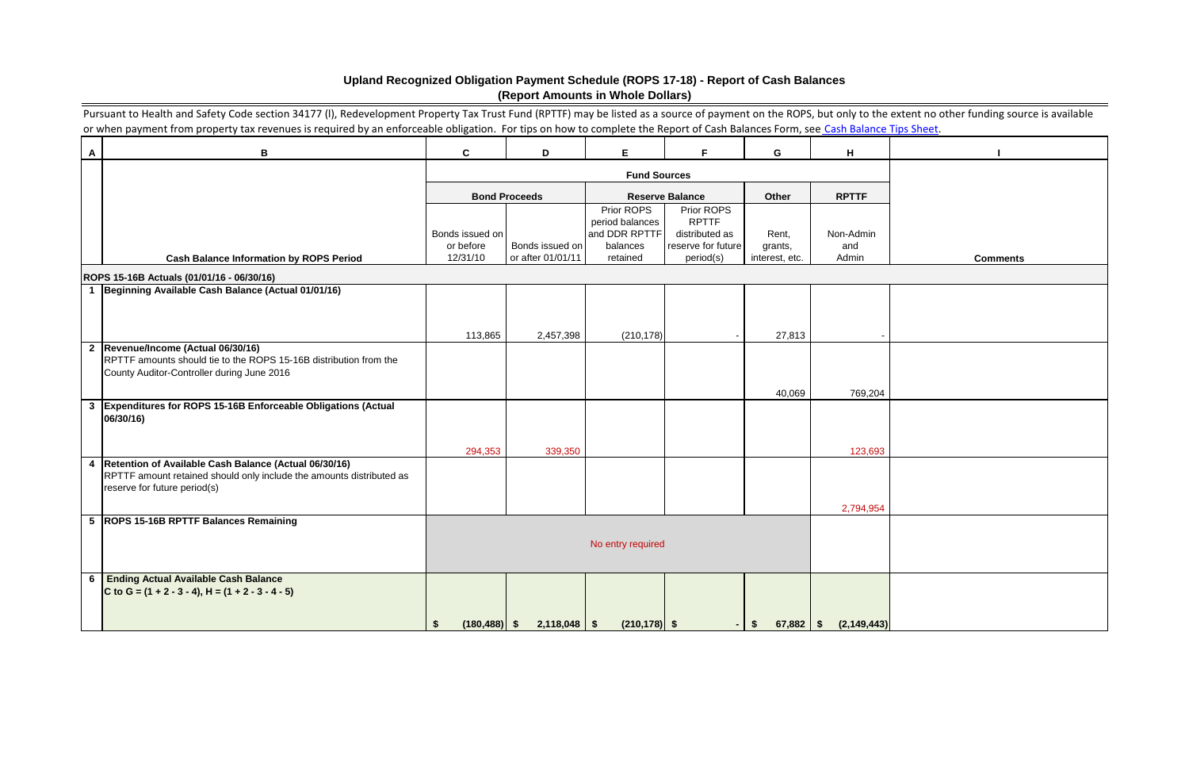## Upland Recognized Obligation Payment Schedule (ROPS 17-18) - Report of Cash Balances
### (Report Amounts in Whole Dollars)

Pursuant to Health and Safety Code section 34177 (l), Redevelopment Property Tax Trust Fund (RPTTF) may be listed as a source of payment on the ROPS, but only to the extent no other funding source is available or when payment from property tax revenues is required by an enforceable obligation. For tips on how to complete the Report of Cash Balances Form, see Cash Balance Tips Sheet.

| A | B | C | D | E | F | G | H | I |
|---|---|---|---|---|---|---|---|---|
| | | **Fund Sources** | | | | | | |
| | | **Bond Proceeds** | | **Reserve Balance** | | **Other** | **RPTTF** | |
| | **Cash Balance Information by ROPS Period** | Bonds issued on or before 12/31/10 | Bonds issued on or after 01/01/11 | Prior ROPS period balances and DDR RPTTF balances retained | Prior ROPS RPTTF distributed as reserve for future period(s) | Rent, grants, interest, etc. | Non-Admin and Admin | **Comments** |
| | **ROPS 15-16B Actuals (01/01/16 - 06/30/16)** | | | | | | | |
| 1 | **Beginning Available Cash Balance (Actual 01/01/16)** | 113,865 | 2,457,398 | (210,178) | - | 27,813 | - | |
| 2 | **Revenue/Income (Actual 06/30/16)** RPTTF amounts should tie to the ROPS 15-16B distribution from the County Auditor-Controller during June 2016 | | | | | 40,069 | 769,204 | |
| 3 | **Expenditures for ROPS 15-16B Enforceable Obligations (Actual 06/30/16)** | 294,353 | 339,350 | | | | 123,693 | |
| 4 | **Retention of Available Cash Balance (Actual 06/30/16)** RPTTF amount retained should only include the amounts distributed as reserve for future period(s) | | | | | | 2,794,954 | |
| 5 | **ROPS 15-16B RPTTF Balances Remaining** | No entry required | | | | | | |
| 6 | **Ending Actual Available Cash Balance** **C to G = (1 + 2 - 3 - 4), H = (1 + 2 - 3 - 4 - 5)** | $ (180,488) | $ 2,118,048 | $ (210,178) | $ - | $ 67,882 | $ (2,149,443) | |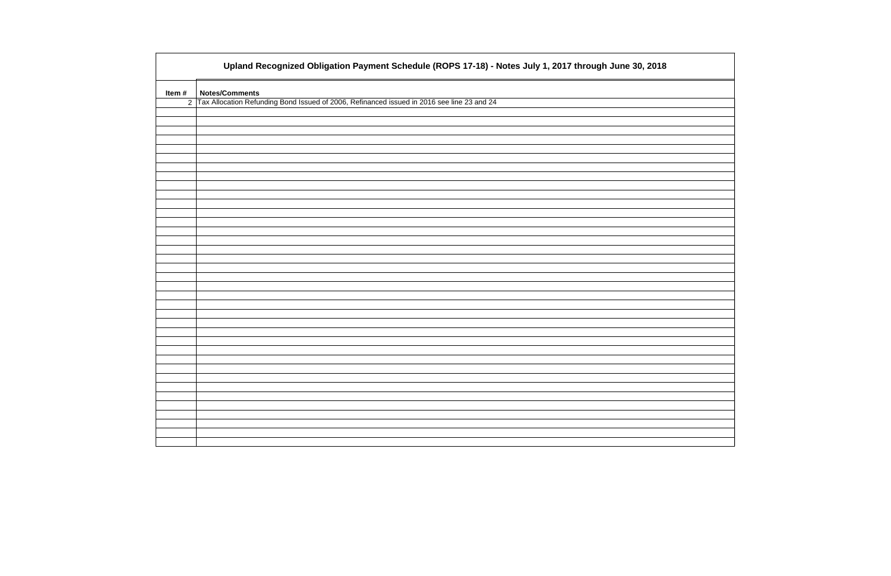# Upland Recognized Obligation Payment Schedule (ROPS 17-18) - Notes July 1, 2017 through June 30, 2018

| Item # | Notes/Comments |
|---|---|
| 2 | Tax Allocation Refunding Bond Issued of 2006, Refinanced issued in 2016 see line 23 and 24 |